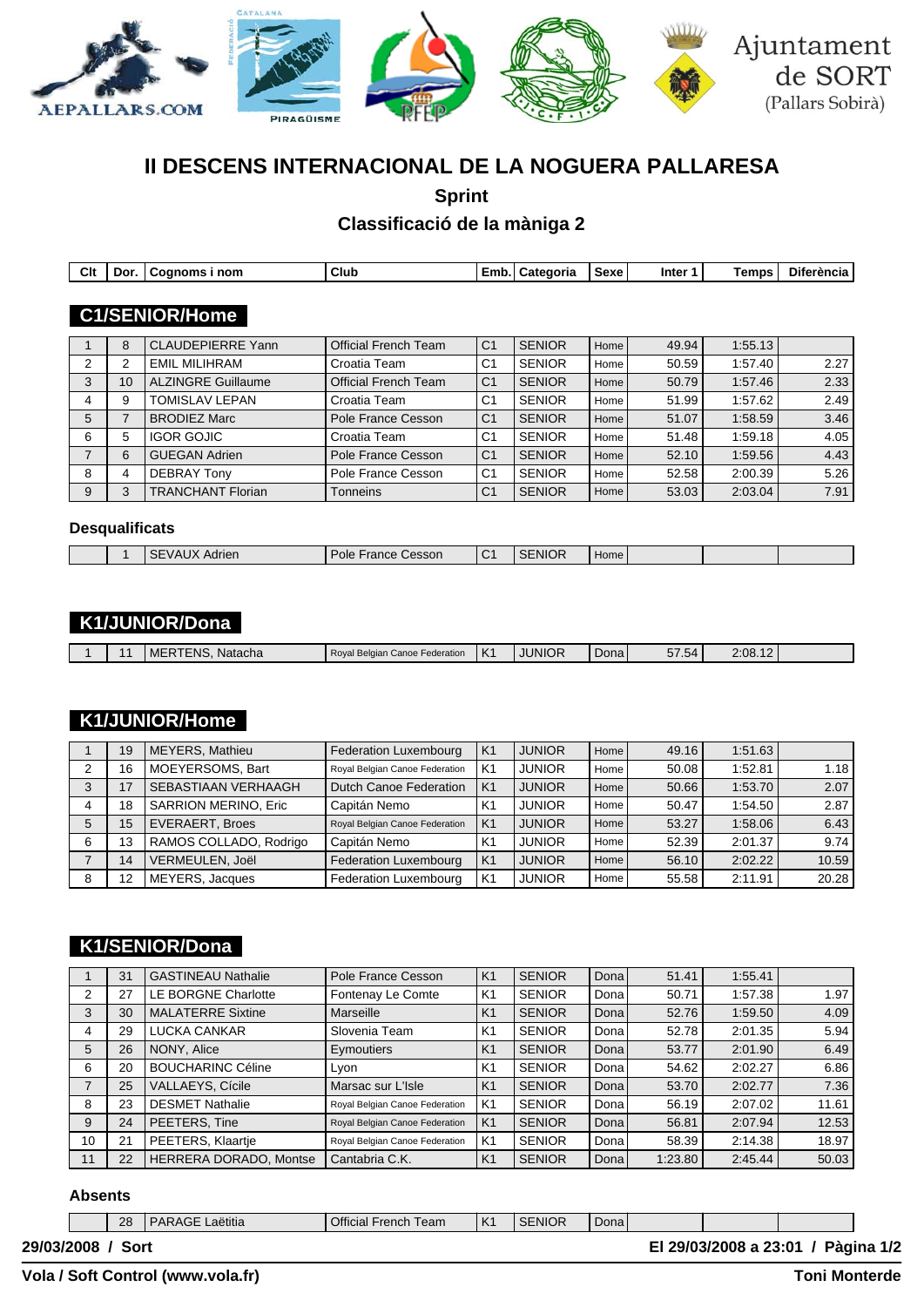Ajuntament de SORT (Pallars Sobirà)

# II DESCENS INTERNACIONAL DE LA NOGUERA PALLARESA

## Sprint

## Classificació de la màniga 2

### C1/SENIOR/Home

| Clt | Dor. | Cognoms i nom | Club | Emb. | Categoria | Sexe | Inter 1 | Temps | Diferència |
|---|---|---|---|---|---|---|---|---|---|
| 1 | 8 | CLAUDEPIERRE Yann | Official French Team | C1 | SENIOR | Home | 49.94 | 1:55.13 | |
| 2 | 2 | EMIL MILIHRAM | Croatia Team | C1 | SENIOR | Home | 50.59 | 1:57.40 | 2.27 |
| 3 | 10 | ALZINGRE Guillaume | Official French Team | C1 | SENIOR | Home | 50.79 | 1:57.46 | 2.33 |
| 4 | 9 | TOMISLAV LEPAN | Croatia Team | C1 | SENIOR | Home | 51.99 | 1:57.62 | 2.49 |
| 5 | 7 | BRODIEZ Marc | Pole France Cesson | C1 | SENIOR | Home | 51.07 | 1:58.59 | 3.46 |
| 6 | 5 | IGOR GOJIC | Croatia Team | C1 | SENIOR | Home | 51.48 | 1:59.18 | 4.05 |
| 7 | 6 | GUEGAN Adrien | Pole France Cesson | C1 | SENIOR | Home | 52.10 | 1:59.56 | 4.43 |
| 8 | 4 | DEBRAY Tony | Pole France Cesson | C1 | SENIOR | Home | 52.58 | 2:00.39 | 5.26 |
| 9 | 3 | TRANCHANT Florian | Tonneins | C1 | SENIOR | Home | 53.03 | 2:03.04 | 7.91 |

**Desqualificats**

| Clt | Dor. | Cognoms i nom | Club | Emb. | Categoria | Sexe | Inter 1 | Temps | Diferència |
|---|---|---|---|---|---|---|---|---|---|
| | 1 | SEVAUX Adrien | Pole France Cesson | C1 | SENIOR | Home | | | |

### K1/JUNIOR/Dona

| Clt | Dor. | Cognoms i nom | Club | Emb. | Categoria | Sexe | Inter 1 | Temps | Diferència |
|---|---|---|---|---|---|---|---|---|---|
| 1 | 11 | MERTENS, Natacha | Royal Belgian Canoe Federation | K1 | JUNIOR | Dona | 57.54 | 2:08.12 | |

### K1/JUNIOR/Home

| Clt | Dor. | Cognoms i nom | Club | Emb. | Categoria | Sexe | Inter 1 | Temps | Diferència |
|---|---|---|---|---|---|---|---|---|---|
| 1 | 19 | MEYERS, Mathieu | Federation Luxembourg | K1 | JUNIOR | Home | 49.16 | 1:51.63 | |
| 2 | 16 | MOEYERSOMS, Bart | Royal Belgian Canoe Federation | K1 | JUNIOR | Home | 50.08 | 1:52.81 | 1.18 |
| 3 | 17 | SEBASTIAAN VERHAAGH | Dutch Canoe Federation | K1 | JUNIOR | Home | 50.66 | 1:53.70 | 2.07 |
| 4 | 18 | SARRION MERINO, Eric | Capitán Nemo | K1 | JUNIOR | Home | 50.47 | 1:54.50 | 2.87 |
| 5 | 15 | EVERAERT, Broes | Royal Belgian Canoe Federation | K1 | JUNIOR | Home | 53.27 | 1:58.06 | 6.43 |
| 6 | 13 | RAMOS COLLADO, Rodrigo | Capitán Nemo | K1 | JUNIOR | Home | 52.39 | 2:01.37 | 9.74 |
| 7 | 14 | VERMEULEN, Joël | Federation Luxembourg | K1 | JUNIOR | Home | 56.10 | 2:02.22 | 10.59 |
| 8 | 12 | MEYERS, Jacques | Federation Luxembourg | K1 | JUNIOR | Home | 55.58 | 2:11.91 | 20.28 |

### K1/SENIOR/Dona

| Clt | Dor. | Cognoms i nom | Club | Emb. | Categoria | Sexe | Inter 1 | Temps | Diferència |
|---|---|---|---|---|---|---|---|---|---|
| 1 | 31 | GASTINEAU Nathalie | Pole France Cesson | K1 | SENIOR | Dona | 51.41 | 1:55.41 | |
| 2 | 27 | LE BORGNE Charlotte | Fontenay Le Comte | K1 | SENIOR | Dona | 50.71 | 1:57.38 | 1.97 |
| 3 | 30 | MALATERRE Sixtine | Marseille | K1 | SENIOR | Dona | 52.76 | 1:59.50 | 4.09 |
| 4 | 29 | LUCKA CANKAR | Slovenia Team | K1 | SENIOR | Dona | 52.78 | 2:01.35 | 5.94 |
| 5 | 26 | NONY, Alice | Eymoutiers | K1 | SENIOR | Dona | 53.77 | 2:01.90 | 6.49 |
| 6 | 20 | BOUCHARINC Céline | Lyon | K1 | SENIOR | Dona | 54.62 | 2:02.27 | 6.86 |
| 7 | 25 | VALLAEYS, Cícile | Marsac sur L'Isle | K1 | SENIOR | Dona | 53.70 | 2:02.77 | 7.36 |
| 8 | 23 | DESMET Nathalie | Royal Belgian Canoe Federation | K1 | SENIOR | Dona | 56.19 | 2:07.02 | 11.61 |
| 9 | 24 | PEETERS, Tine | Royal Belgian Canoe Federation | K1 | SENIOR | Dona | 56.81 | 2:07.94 | 12.53 |
| 10 | 21 | PEETERS, Klaartje | Royal Belgian Canoe Federation | K1 | SENIOR | Dona | 58.39 | 2:14.38 | 18.97 |
| 11 | 22 | HERRERA DORADO, Montse | Cantabria C.K. | K1 | SENIOR | Dona | 1:23.80 | 2:45.44 | 50.03 |

**Absents**

| Clt | Dor. | Cognoms i nom | Club | Emb. | Categoria | Sexe | Inter 1 | Temps | Diferència |
|---|---|---|---|---|---|---|---|---|---|
| | 28 | PARAGE Laëtitia | Official French Team | K1 | SENIOR | Dona | | | |

**29/03/2008 / Sort** — **El 29/03/2008 a 23:01**

**Vola / Soft Control (www.vola.fr)** — **Toni Monterde**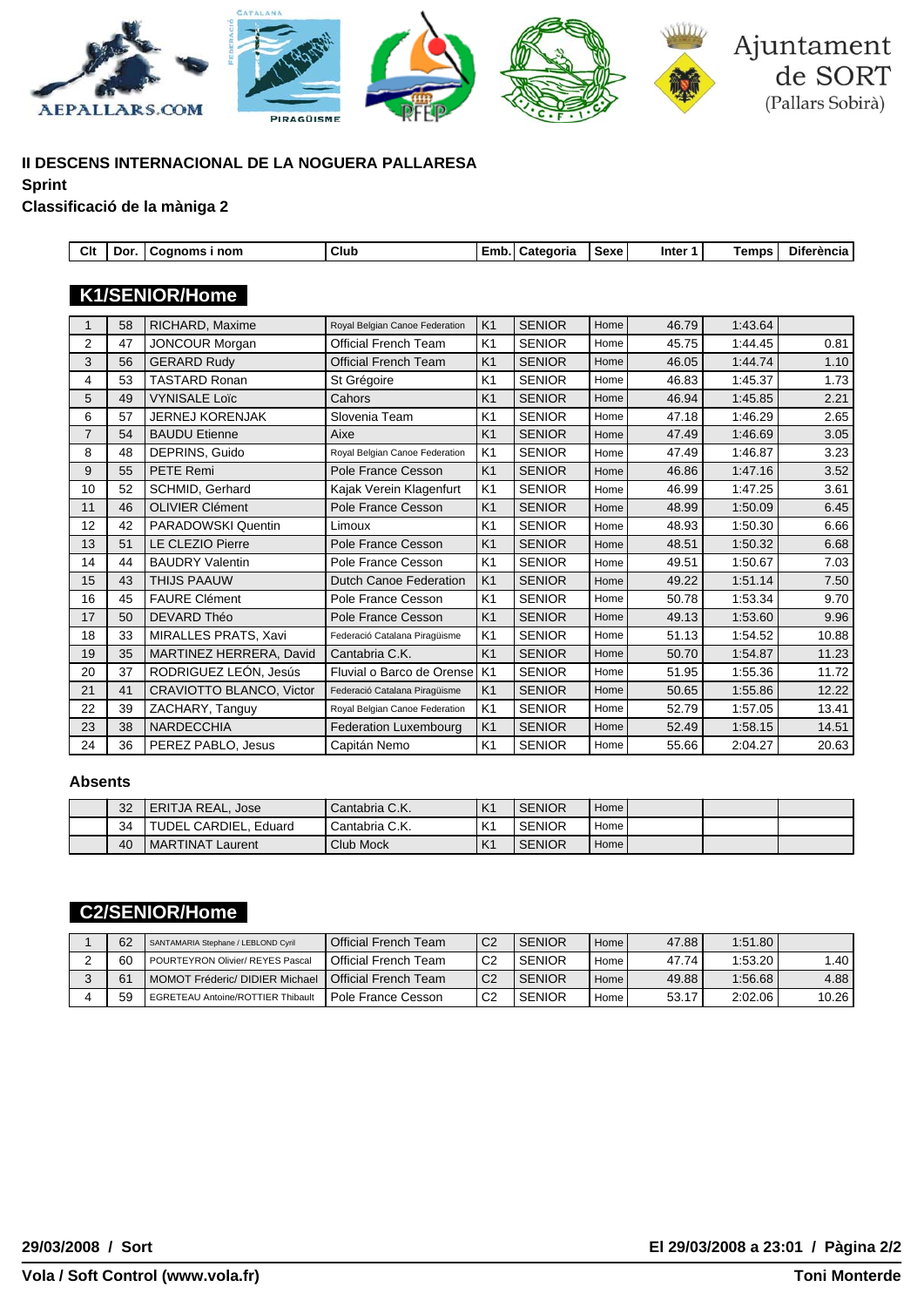Ajuntament de SORT (Pallars Sobirà)

**II DESCENS INTERNACIONAL DE LA NOGUERA PALLARESA**

**Sprint**

**Classificació de la màniga 2**

## K1/SENIOR/Home

| Clt | Dor. | Cognoms i nom | Club | Emb. | Categoria | Sexe | Inter 1 | Temps | Diferència |
|---|---|---|---|---|---|---|---|---|---|
| 1 | 58 | RICHARD, Maxime | Royal Belgian Canoe Federation | K1 | SENIOR | Home | 46.79 | 1:43.64 | |
| 2 | 47 | JONCOUR Morgan | Official French Team | K1 | SENIOR | Home | 45.75 | 1:44.45 | 0.81 |
| 3 | 56 | GERARD Rudy | Official French Team | K1 | SENIOR | Home | 46.05 | 1:44.74 | 1.10 |
| 4 | 53 | TASTARD Ronan | St Grégoire | K1 | SENIOR | Home | 46.83 | 1:45.37 | 1.73 |
| 5 | 49 | VYNISALE Loïc | Cahors | K1 | SENIOR | Home | 46.94 | 1:45.85 | 2.21 |
| 6 | 57 | JERNEJ KORENJAK | Slovenia Team | K1 | SENIOR | Home | 47.18 | 1:46.29 | 2.65 |
| 7 | 54 | BAUDU Etienne | Aixe | K1 | SENIOR | Home | 47.49 | 1:46.69 | 3.05 |
| 8 | 48 | DEPRINS, Guido | Royal Belgian Canoe Federation | K1 | SENIOR | Home | 47.49 | 1:46.87 | 3.23 |
| 9 | 55 | PETE Remi | Pole France Cesson | K1 | SENIOR | Home | 46.86 | 1:47.16 | 3.52 |
| 10 | 52 | SCHMID, Gerhard | Kajak Verein Klagenfurt | K1 | SENIOR | Home | 46.99 | 1:47.25 | 3.61 |
| 11 | 46 | OLIVIER Clément | Pole France Cesson | K1 | SENIOR | Home | 48.99 | 1:50.09 | 6.45 |
| 12 | 42 | PARADOWSKI Quentin | Limoux | K1 | SENIOR | Home | 48.93 | 1:50.30 | 6.66 |
| 13 | 51 | LE CLEZIO Pierre | Pole France Cesson | K1 | SENIOR | Home | 48.51 | 1:50.32 | 6.68 |
| 14 | 44 | BAUDRY Valentin | Pole France Cesson | K1 | SENIOR | Home | 49.51 | 1:50.67 | 7.03 |
| 15 | 43 | THIJS PAAUW | Dutch Canoe Federation | K1 | SENIOR | Home | 49.22 | 1:51.14 | 7.50 |
| 16 | 45 | FAURE Clément | Pole France Cesson | K1 | SENIOR | Home | 50.78 | 1:53.34 | 9.70 |
| 17 | 50 | DEVARD Théo | Pole France Cesson | K1 | SENIOR | Home | 49.13 | 1:53.60 | 9.96 |
| 18 | 33 | MIRALLES PRATS, Xavi | Federació Catalana Piragüisme | K1 | SENIOR | Home | 51.13 | 1:54.52 | 10.88 |
| 19 | 35 | MARTINEZ HERRERA, David | Cantabria C.K. | K1 | SENIOR | Home | 50.70 | 1:54.87 | 11.23 |
| 20 | 37 | RODRIGUEZ LEÓN, Jesús | Fluvial o Barco de Orense | K1 | SENIOR | Home | 51.95 | 1:55.36 | 11.72 |
| 21 | 41 | CRAVIOTTO BLANCO, Victor | Federació Catalana Piragüisme | K1 | SENIOR | Home | 50.65 | 1:55.86 | 12.22 |
| 22 | 39 | ZACHARY, Tanguy | Royal Belgian Canoe Federation | K1 | SENIOR | Home | 52.79 | 1:57.05 | 13.41 |
| 23 | 38 | NARDECCHIA | Federation Luxembourg | K1 | SENIOR | Home | 52.49 | 1:58.15 | 14.51 |
| 24 | 36 | PEREZ PABLO, Jesus | Capitán Nemo | K1 | SENIOR | Home | 55.66 | 2:04.27 | 20.63 |

**Absents**

| Clt | Dor. | Cognoms i nom | Club | Emb. | Categoria | Sexe | Inter 1 | Temps | Diferència |
|---|---|---|---|---|---|---|---|---|---|
| | 32 | ERITJA REAL, Jose | Cantabria C.K. | K1 | SENIOR | Home | | | |
| | 34 | TUDEL CARDIEL, Eduard | Cantabria C.K. | K1 | SENIOR | Home | | | |
| | 40 | MARTINAT Laurent | Club Mock | K1 | SENIOR | Home | | | |

## C2/SENIOR/Home

| Clt | Dor. | Cognoms i nom | Club | Emb. | Categoria | Sexe | Inter 1 | Temps | Diferència |
|---|---|---|---|---|---|---|---|---|---|
| 1 | 62 | SANTAMARIA Stephane / LEBLOND Cyril | Official French Team | C2 | SENIOR | Home | 47.88 | 1:51.80 | |
| 2 | 60 | POURTEYRON Olivier/ REYES Pascal | Official French Team | C2 | SENIOR | Home | 47.74 | 1:53.20 | 1.40 |
| 3 | 61 | MOMOT Fréderic/ DIDIER Michael | Official French Team | C2 | SENIOR | Home | 49.88 | 1:56.68 | 4.88 |
| 4 | 59 | EGRETEAU Antoine/ROTTIER Thibault | Pole France Cesson | C2 | SENIOR | Home | 53.17 | 2:02.06 | 10.26 |

**29/03/2008 / Sort** — **El 29/03/2008 a 23:01**

**Vola / Soft Control (www.vola.fr)** — **Toni Monterde**